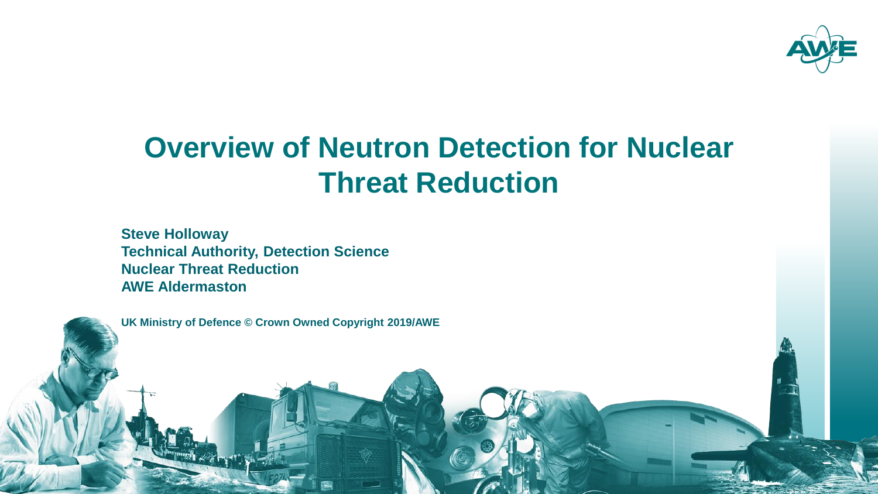# Overview of Neutron Detection for Nuclear Threat Reduction

**Steve Holloway**
**Technical Authority, Detection Science**
**Nuclear Threat Reduction**
**AWE Aldermaston**

**UK Ministry of Defence © Crown Owned Copyright 2019/AWE**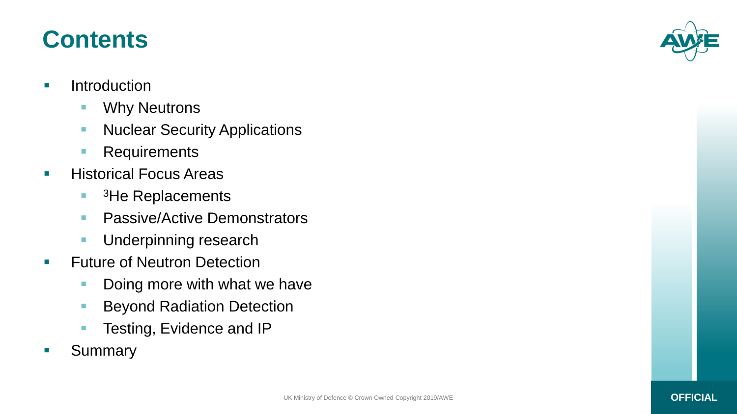# Contents

- Introduction
  - Why Neutrons
  - Nuclear Security Applications
  - Requirements
- Historical Focus Areas
  - $^{3}$He Replacements
  - Passive/Active Demonstrators
  - Underpinning research
- Future of Neutron Detection
  - Doing more with what we have
  - Beyond Radiation Detection
  - Testing, Evidence and IP
- Summary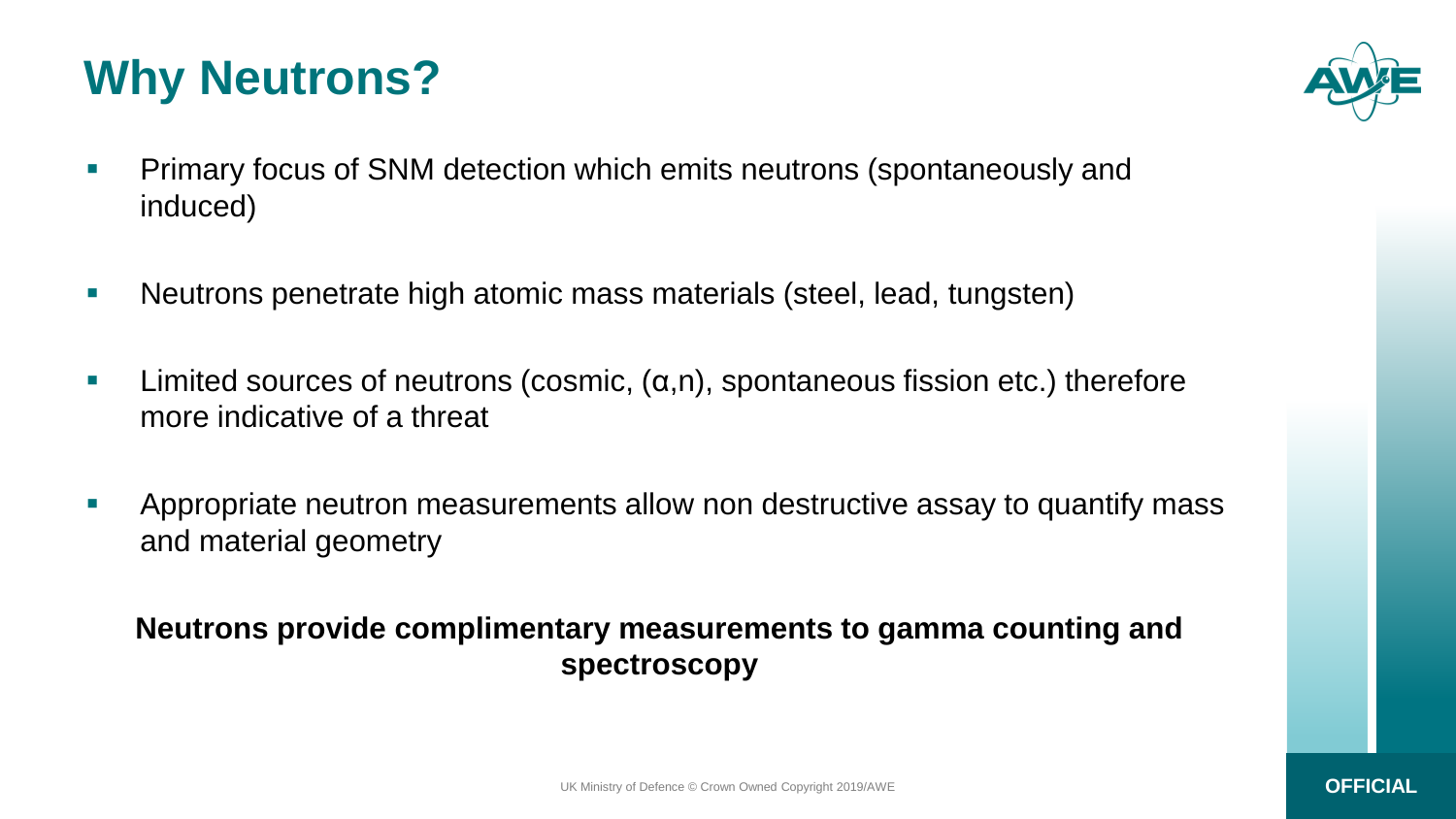# Why Neutrons?

- Primary focus of SNM detection which emits neutrons (spontaneously and induced)
- Neutrons penetrate high atomic mass materials (steel, lead, tungsten)
- Limited sources of neutrons (cosmic, (α,n), spontaneous fission etc.) therefore more indicative of a threat
- Appropriate neutron measurements allow non destructive assay to quantify mass and material geometry

**Neutrons provide complimentary measurements to gamma counting and spectroscopy**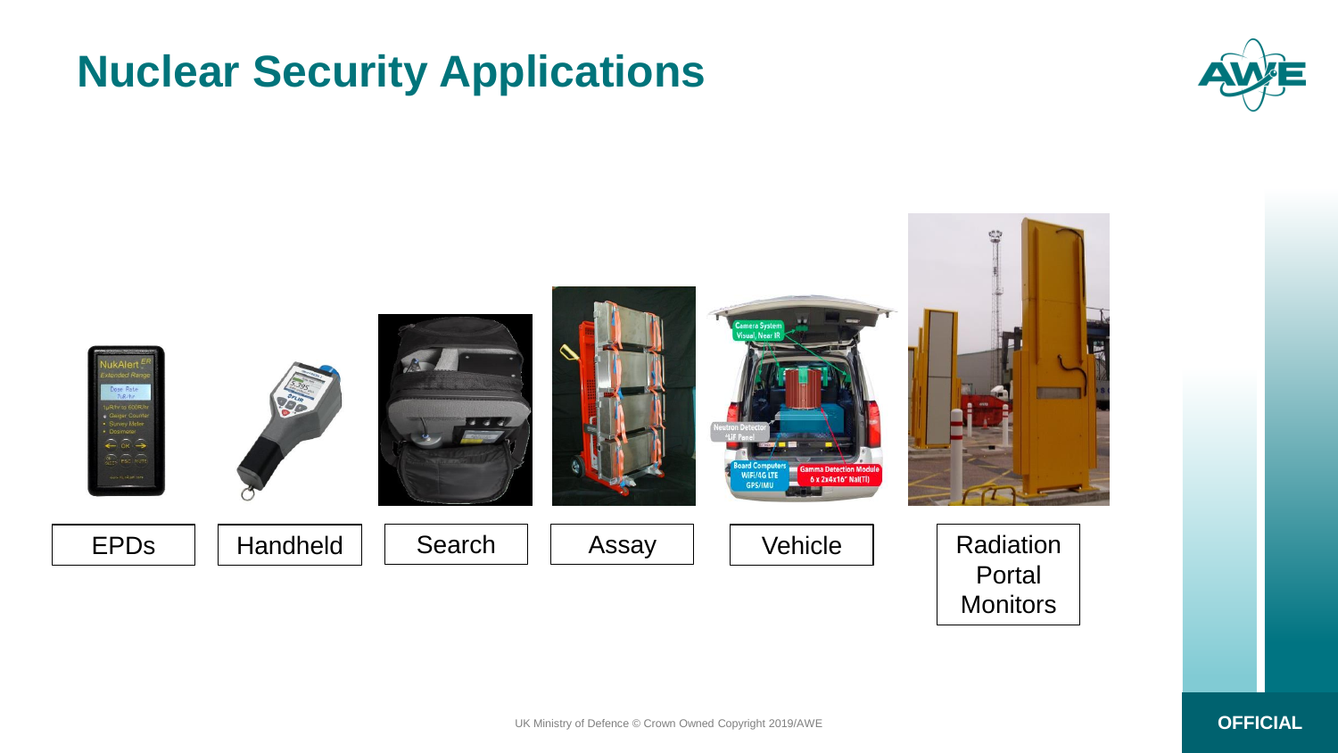# Nuclear Security Applications

EPDs

Handheld

Search

Assay

Vehicle

Radiation Portal Monitors

UK Ministry of Defence © Crown Owned Copyright 2019/AWE

OFFICIAL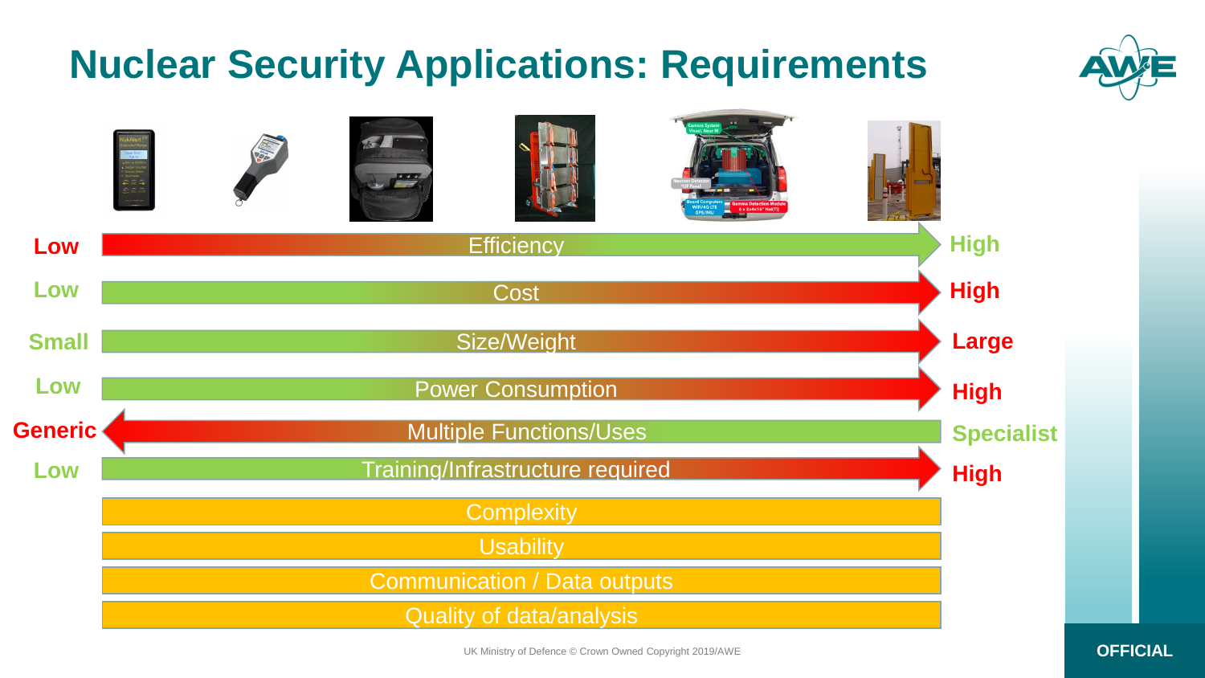# Nuclear Security Applications: Requirements

| | | |
|---|---|---|
| Low | Efficiency | High |
| Low | Cost | High |
| Small | Size/Weight | Large |
| Low | Power Consumption | High |
| Generic | Multiple Functions/Uses | Specialist |
| Low | Training/Infrastructure required | High |

- Complexity
- Usability
- Communication / Data outputs
- Quality of data/analysis

UK Ministry of Defence © Crown Owned Copyright 2019/AWE

OFFICIAL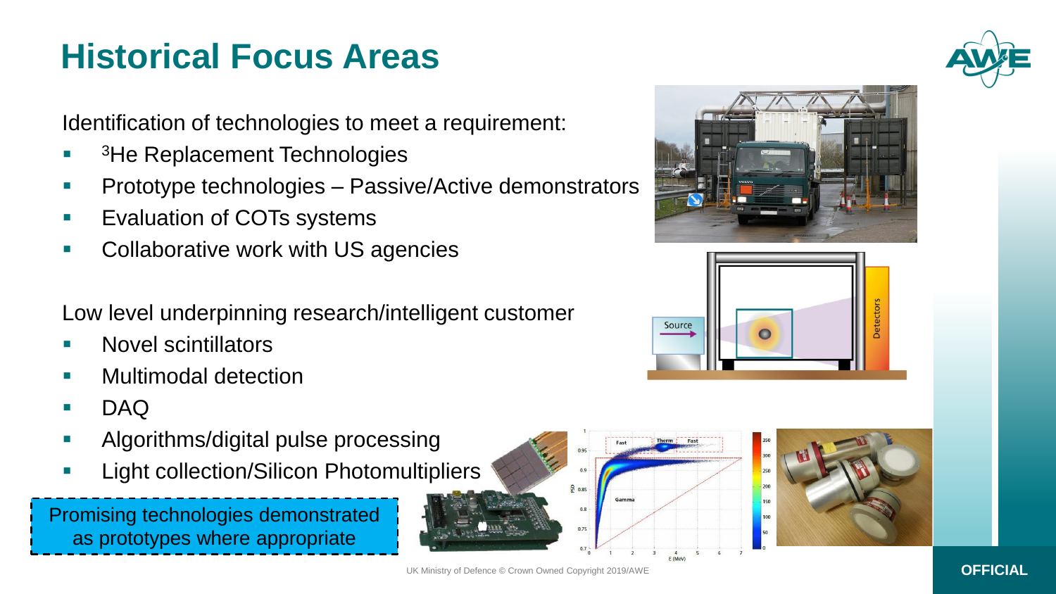# Historical Focus Areas

Identification of technologies to meet a requirement:

- $^3$He Replacement Technologies
- Prototype technologies – Passive/Active demonstrators
- Evaluation of COTs systems
- Collaborative work with US agencies

Low level underpinning research/intelligent customer

- Novel scintillators
- Multimodal detection
- DAQ
- Algorithms/digital pulse processing
- Light collection/Silicon Photomultipliers

Promising technologies demonstrated as prototypes where appropriate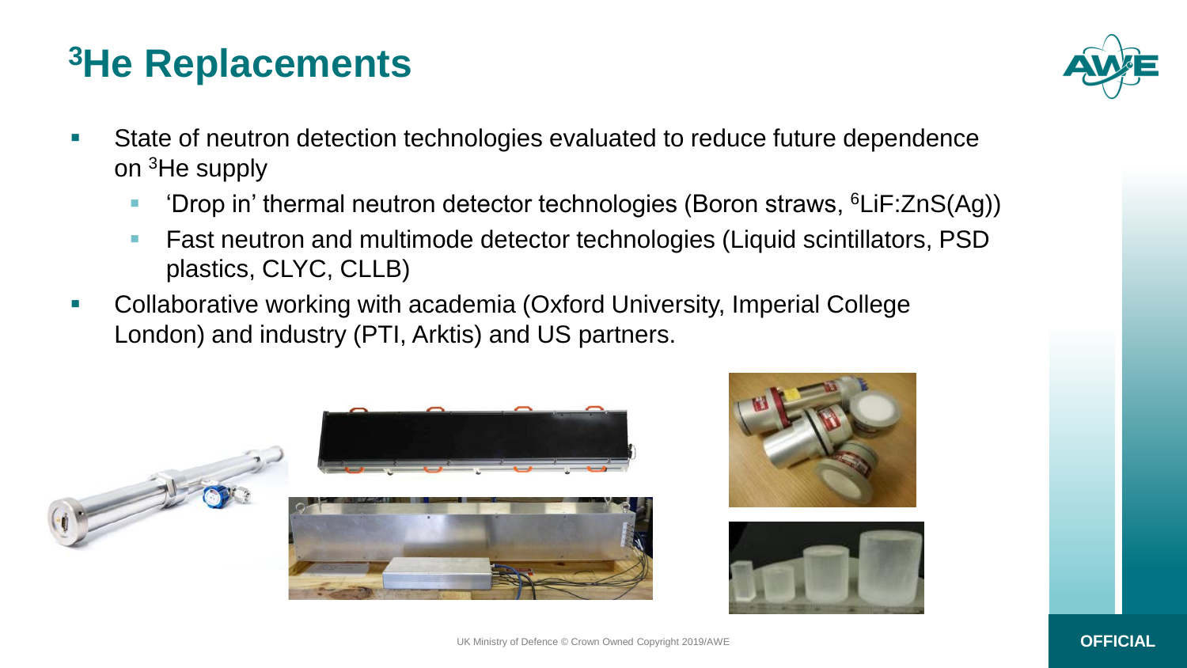# $^3$He Replacements

- State of neutron detection technologies evaluated to reduce future dependence on $^3$He supply
  - 'Drop in' thermal neutron detector technologies (Boron straws, $^6$LiF:ZnS(Ag))
  - Fast neutron and multimode detector technologies (Liquid scintillators, PSD plastics, CLYC, CLLB)
- Collaborative working with academia (Oxford University, Imperial College London) and industry (PTI, Arktis) and US partners.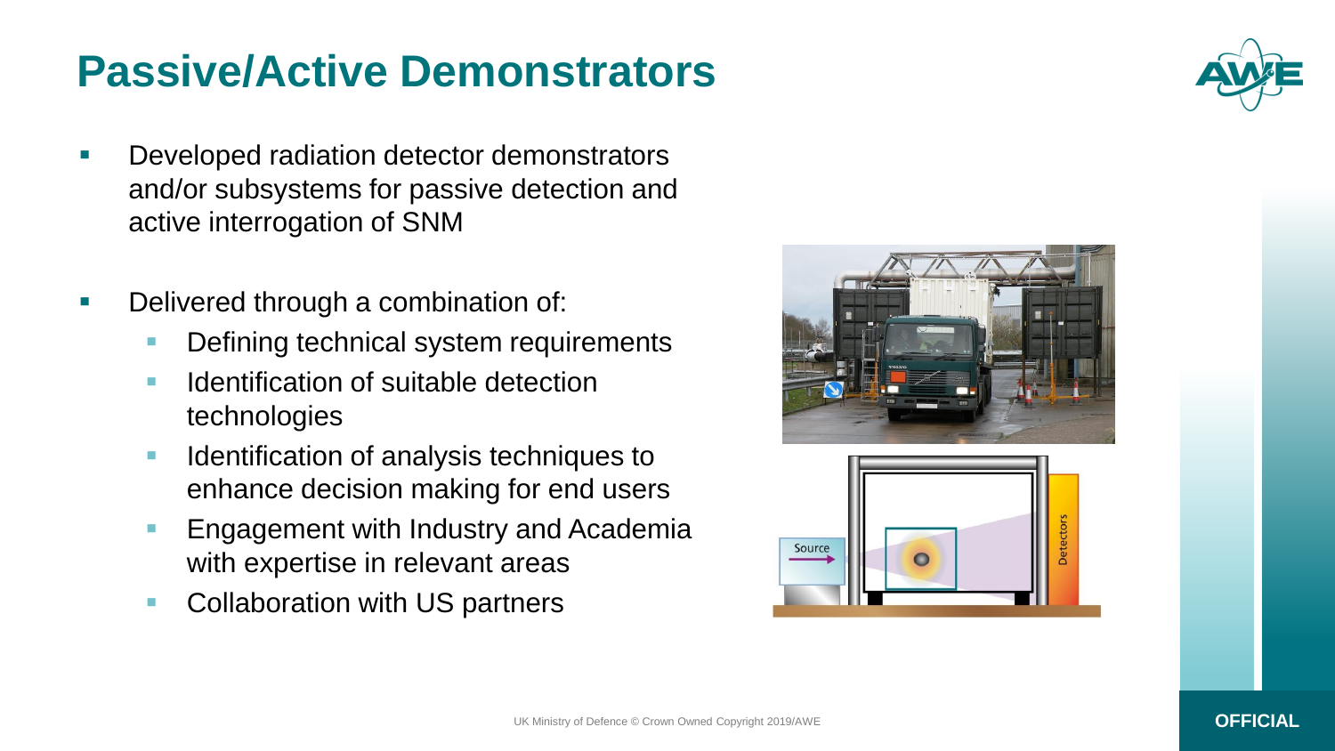# Passive/Active Demonstrators

- Developed radiation detector demonstrators and/or subsystems for passive detection and active interrogation of SNM
- Delivered through a combination of:
  - Defining technical system requirements
  - Identification of suitable detection technologies
  - Identification of analysis techniques to enhance decision making for end users
  - Engagement with Industry and Academia with expertise in relevant areas
  - Collaboration with US partners

OFFICIAL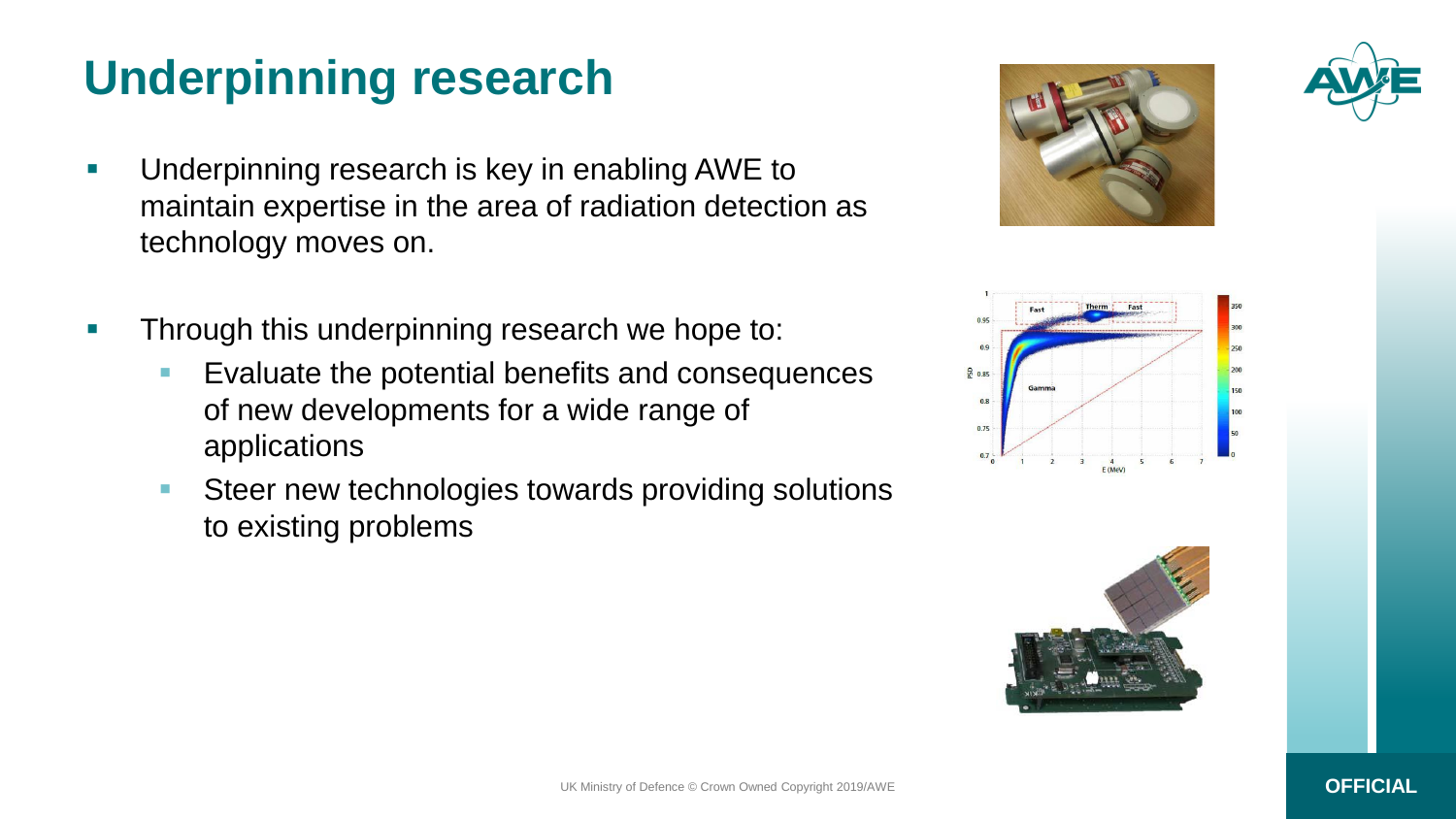# Underpinning research

- Underpinning research is key in enabling AWE to maintain expertise in the area of radiation detection as technology moves on.
- Through this underpinning research we hope to:
  - Evaluate the potential benefits and consequences of new developments for a wide range of applications
  - Steer new technologies towards providing solutions to existing problems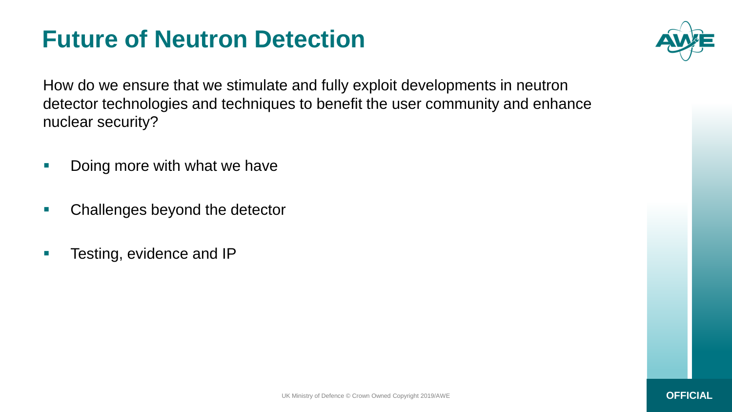# Future of Neutron Detection

How do we ensure that we stimulate and fully exploit developments in neutron detector technologies and techniques to benefit the user community and enhance nuclear security?

- Doing more with what we have
- Challenges beyond the detector
- Testing, evidence and IP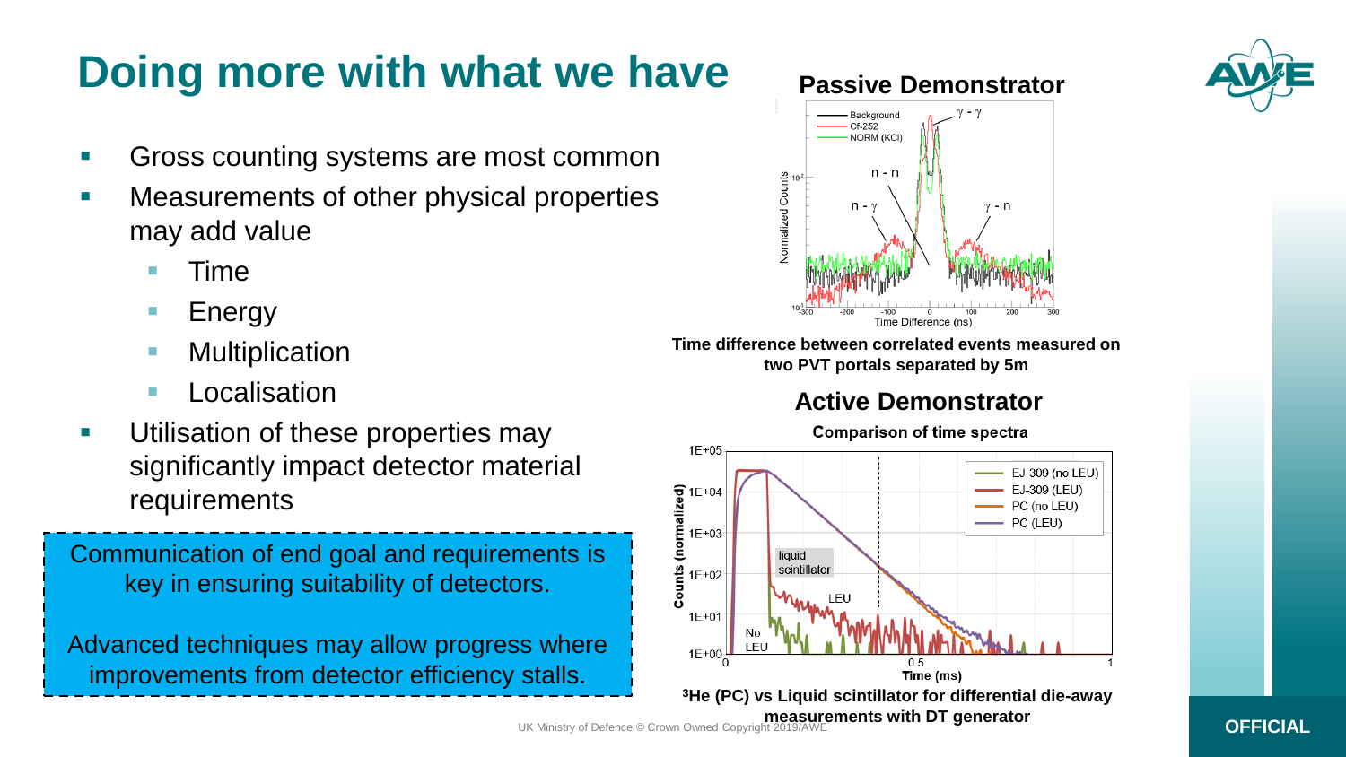# Doing more with what we have

- Gross counting systems are most common
- Measurements of other physical properties may add value
  - Time
  - Energy
  - Multiplication
  - Localisation
- Utilisation of these properties may significantly impact detector material requirements

Communication of end goal and requirements is key in ensuring suitability of detectors.

Advanced techniques may allow progress where improvements from detector efficiency stalls.

## Passive Demonstrator

Time difference between correlated events measured on two PVT portals separated by 5m

## Active Demonstrator

$^3$He (PC) vs Liquid scintillator for differential die-away measurements with DT generator

UK Ministry of Defence © Crown Owned Copyright 2019/AWE

OFFICIAL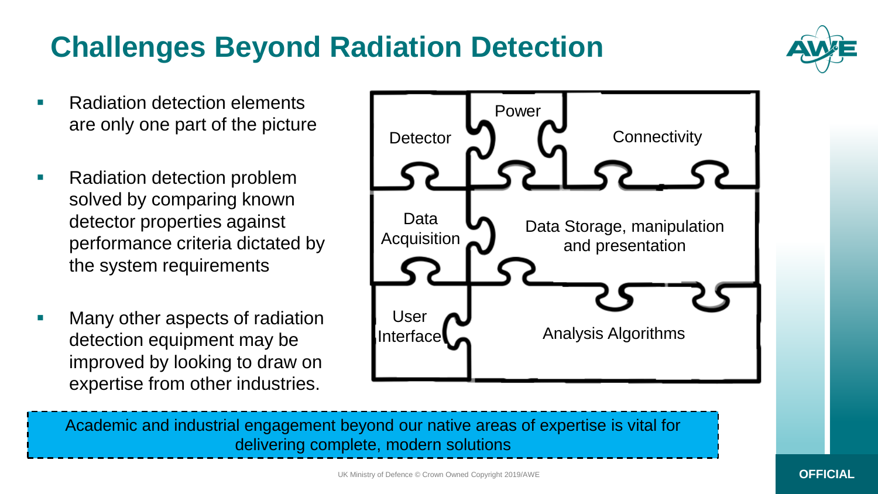# Challenges Beyond Radiation Detection

- Radiation detection elements are only one part of the picture
- Radiation detection problem solved by comparing known detector properties against performance criteria dictated by the system requirements
- Many other aspects of radiation detection equipment may be improved by looking to draw on expertise from other industries.

Detector

Power

Connectivity

Data Acquisition

Data Storage, manipulation and presentation

User Interface

Analysis Algorithms

Academic and industrial engagement beyond our native areas of expertise is vital for delivering complete, modern solutions

UK Ministry of Defence © Crown Owned Copyright 2019/AWE

OFFICIAL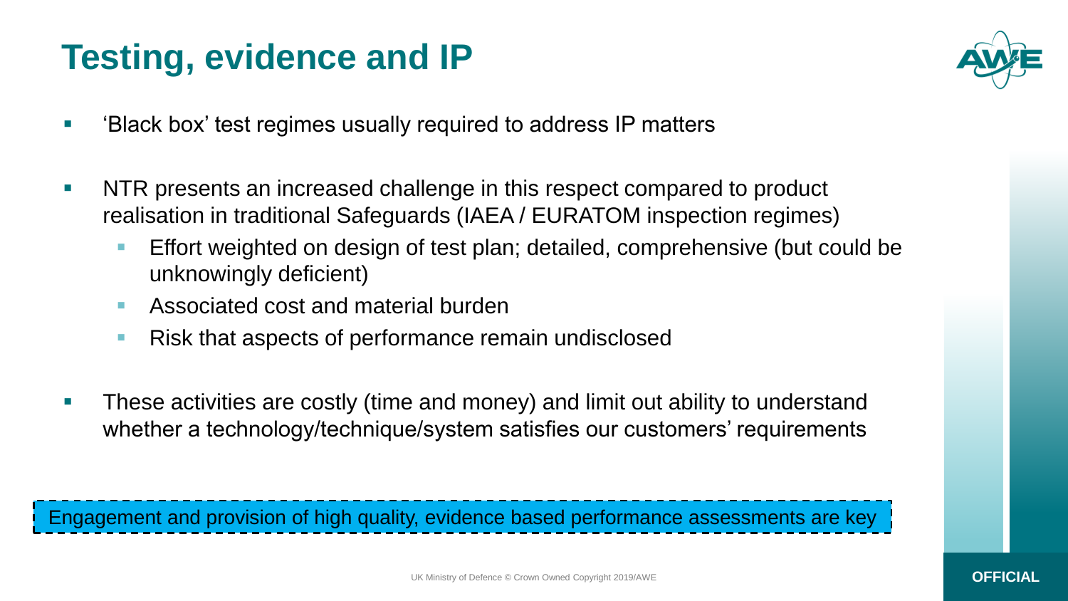# Testing, evidence and IP

- 'Black box' test regimes usually required to address IP matters
- NTR presents an increased challenge in this respect compared to product realisation in traditional Safeguards (IAEA / EURATOM inspection regimes)
  - Effort weighted on design of test plan; detailed, comprehensive (but could be unknowingly deficient)
  - Associated cost and material burden
  - Risk that aspects of performance remain undisclosed
- These activities are costly (time and money) and limit out ability to understand whether a technology/technique/system satisfies our customers' requirements

Engagement and provision of high quality, evidence based performance assessments are key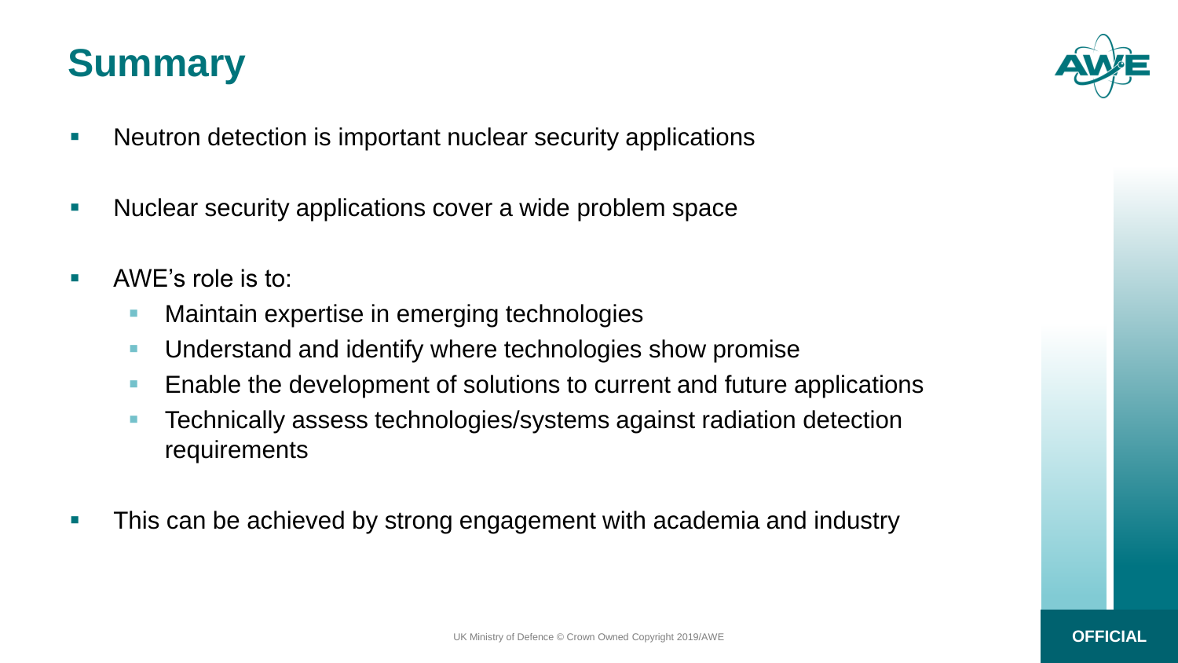# Summary

- Neutron detection is important nuclear security applications
- Nuclear security applications cover a wide problem space
- AWE's role is to:
  - Maintain expertise in emerging technologies
  - Understand and identify where technologies show promise
  - Enable the development of solutions to current and future applications
  - Technically assess technologies/systems against radiation detection requirements
- This can be achieved by strong engagement with academia and industry